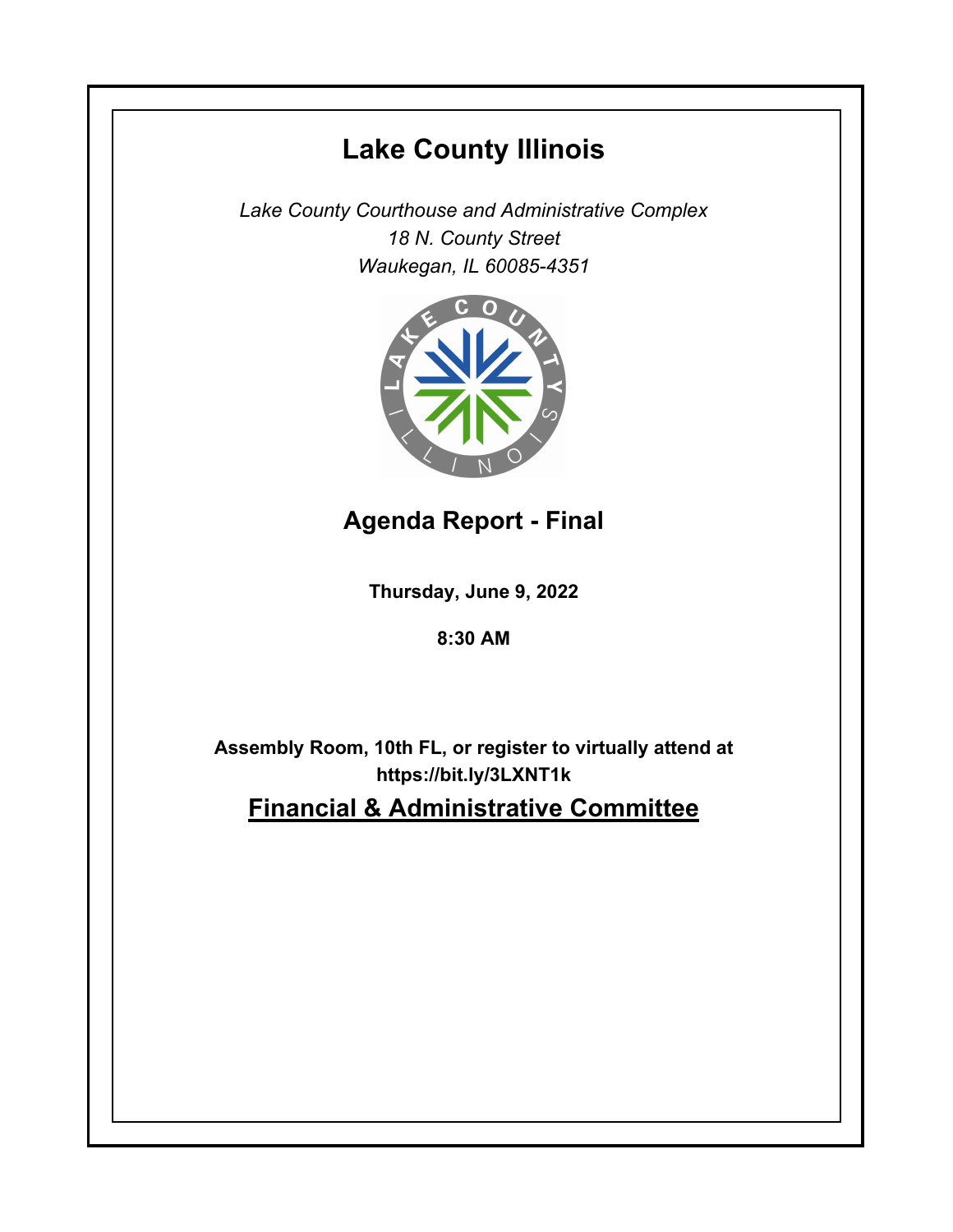# Lake County Illinois

*Lake County Courthouse and Administrative Complex*
*18 N. County Street*
*Waukegan, IL 60085-4351*

## Agenda Report - Final

**Thursday, June 9, 2022**

**8:30 AM**

**Assembly Room, 10th FL, or register to virtually attend at https://bit.ly/3LXNT1k**

## Financial & Administrative Committee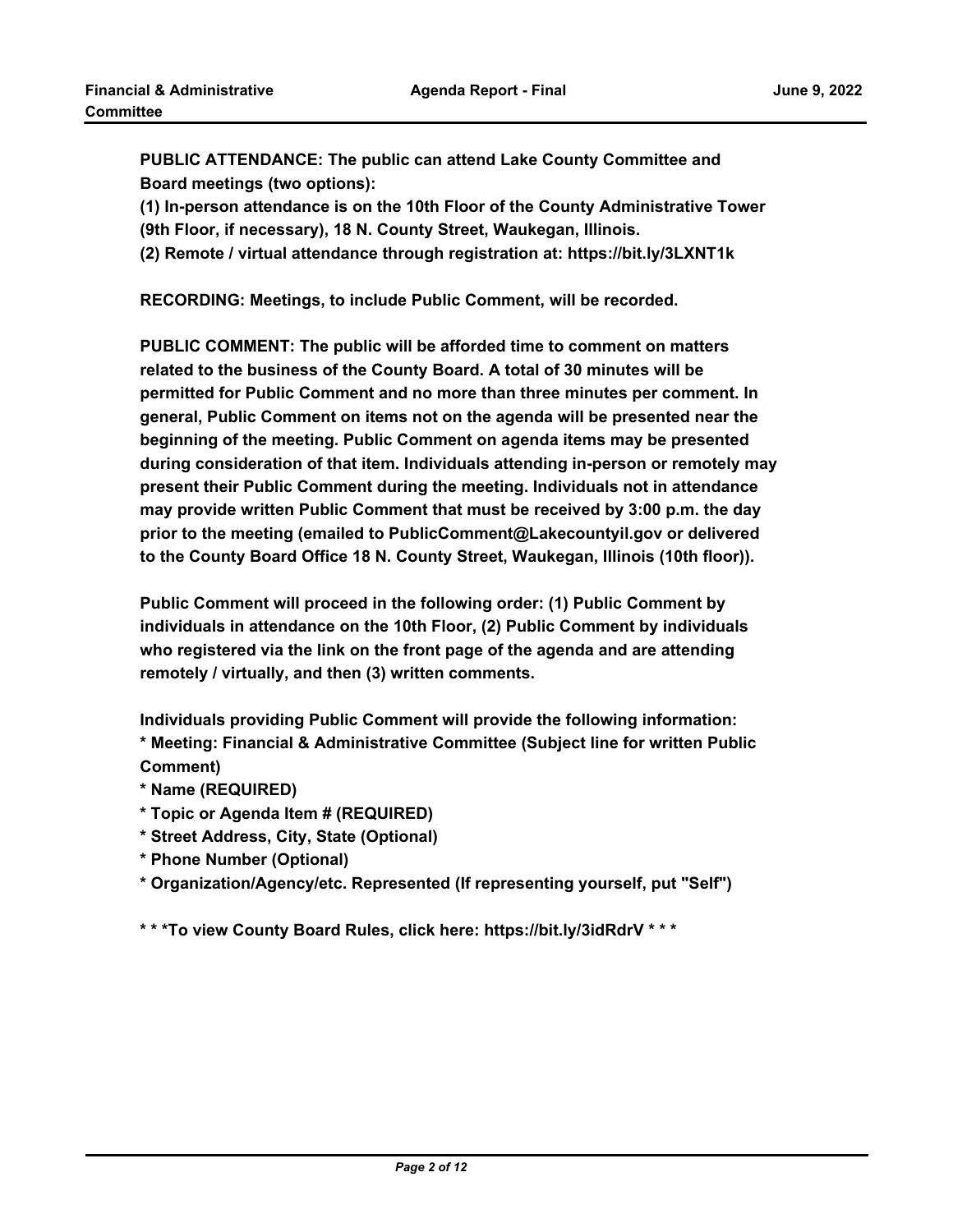**PUBLIC ATTENDANCE: The public can attend Lake County Committee and Board meetings (two options):**

**(1) In-person attendance is on the 10th Floor of the County Administrative Tower (9th Floor, if necessary), 18 N. County Street, Waukegan, Illinois.**

**(2) Remote / virtual attendance through registration at: https://bit.ly/3LXNT1k**

**RECORDING: Meetings, to include Public Comment, will be recorded.**

**PUBLIC COMMENT: The public will be afforded time to comment on matters related to the business of the County Board. A total of 30 minutes will be permitted for Public Comment and no more than three minutes per comment. In general, Public Comment on items not on the agenda will be presented near the beginning of the meeting. Public Comment on agenda items may be presented during consideration of that item. Individuals attending in-person or remotely may present their Public Comment during the meeting. Individuals not in attendance may provide written Public Comment that must be received by 3:00 p.m. the day prior to the meeting (emailed to PublicComment@Lakecountyil.gov or delivered to the County Board Office 18 N. County Street, Waukegan, Illinois (10th floor)).**

**Public Comment will proceed in the following order: (1) Public Comment by individuals in attendance on the 10th Floor, (2) Public Comment by individuals who registered via the link on the front page of the agenda and are attending remotely / virtually, and then (3) written comments.**

**Individuals providing Public Comment will provide the following information:**

**\* Meeting: Financial & Administrative Committee (Subject line for written Public Comment)**

**\* Name (REQUIRED)**

**\* Topic or Agenda Item # (REQUIRED)**

**\* Street Address, City, State (Optional)**

**\* Phone Number (Optional)**

**\* Organization/Agency/etc. Represented (If representing yourself, put "Self")**

**\* \* \*To view County Board Rules, click here: https://bit.ly/3idRdrV \* \* \***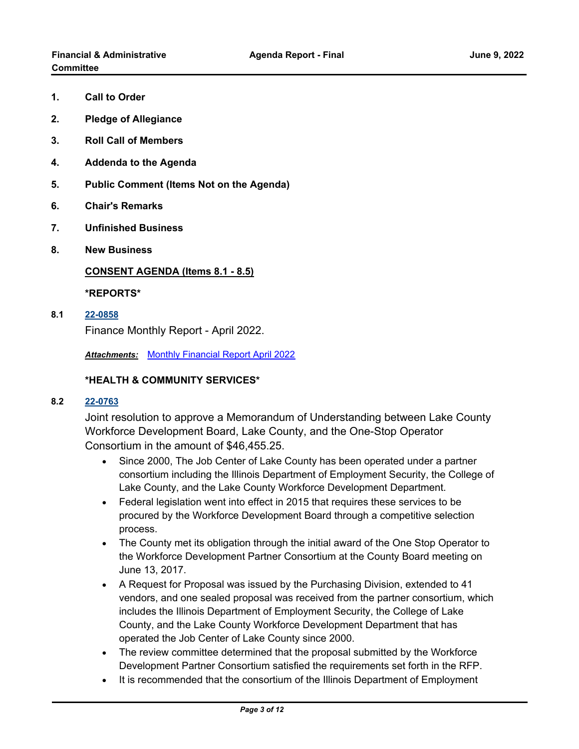**1. Call to Order**

**2. Pledge of Allegiance**

**3. Roll Call of Members**

**4. Addenda to the Agenda**

**5. Public Comment (Items Not on the Agenda)**

**6. Chair's Remarks**

**7. Unfinished Business**

**8. New Business**

**CONSENT AGENDA (Items 8.1 - 8.5)**

**\*REPORTS\***

**8.1 22-0858**

Finance Monthly Report - April 2022.

***Attachments:*** Monthly Financial Report April 2022

**\*HEALTH & COMMUNITY SERVICES\***

**8.2 22-0763**

Joint resolution to approve a Memorandum of Understanding between Lake County Workforce Development Board, Lake County, and the One-Stop Operator Consortium in the amount of $46,455.25.

- Since 2000, The Job Center of Lake County has been operated under a partner consortium including the Illinois Department of Employment Security, the College of Lake County, and the Lake County Workforce Development Department.
- Federal legislation went into effect in 2015 that requires these services to be procured by the Workforce Development Board through a competitive selection process.
- The County met its obligation through the initial award of the One Stop Operator to the Workforce Development Partner Consortium at the County Board meeting on June 13, 2017.
- A Request for Proposal was issued by the Purchasing Division, extended to 41 vendors, and one sealed proposal was received from the partner consortium, which includes the Illinois Department of Employment Security, the College of Lake County, and the Lake County Workforce Development Department that has operated the Job Center of Lake County since 2000.
- The review committee determined that the proposal submitted by the Workforce Development Partner Consortium satisfied the requirements set forth in the RFP.
- It is recommended that the consortium of the Illinois Department of Employment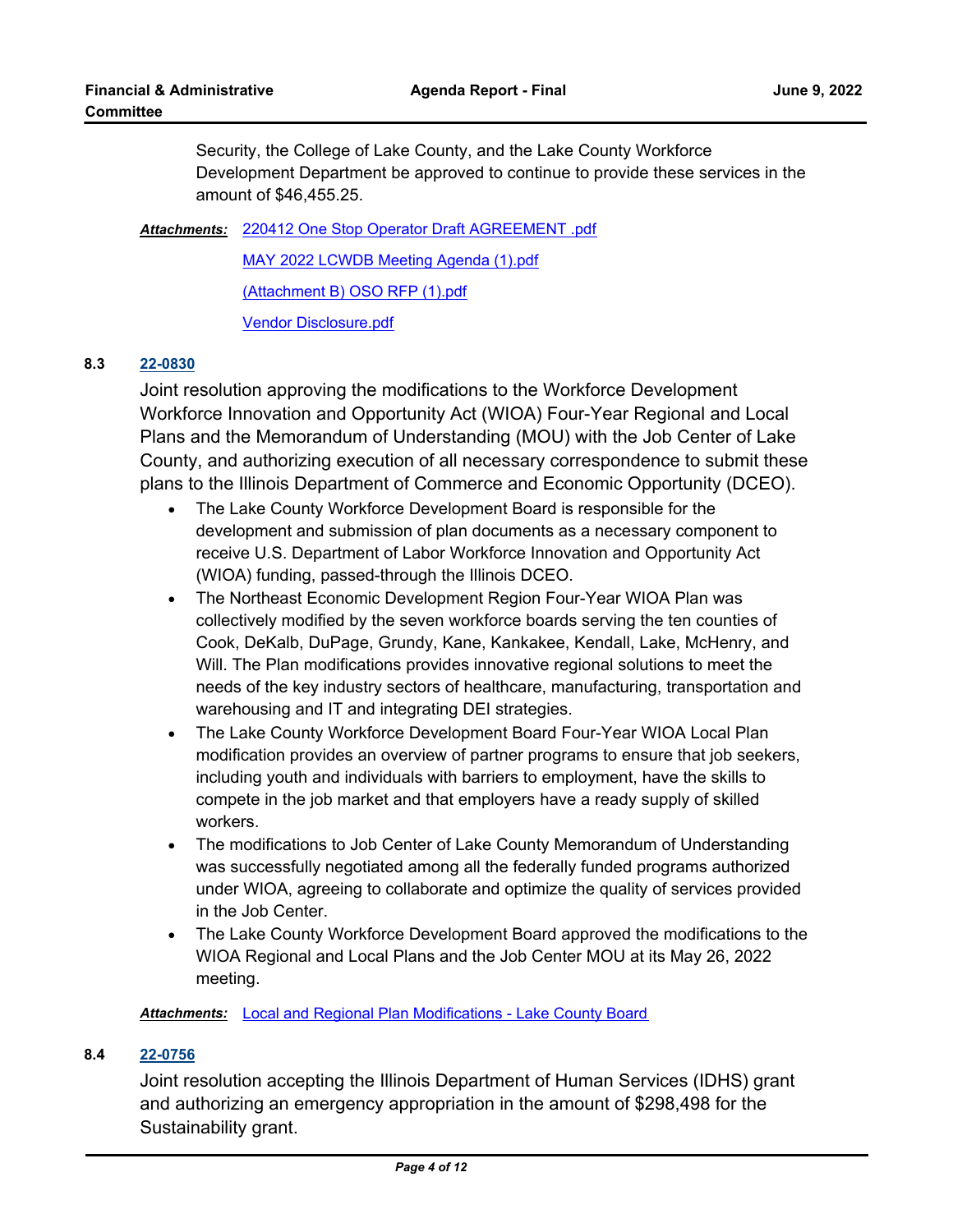Security, the College of Lake County, and the Lake County Workforce Development Department be approved to continue to provide these services in the amount of $46,455.25.

***Attachments:*** [220412 One Stop Operator Draft AGREEMENT .pdf]
[MAY 2022 LCWDB Meeting Agenda (1).pdf]
[(Attachment B) OSO RFP (1).pdf]
[Vendor Disclosure.pdf]

**8.3** **22-0830**

Joint resolution approving the modifications to the Workforce Development Workforce Innovation and Opportunity Act (WIOA) Four-Year Regional and Local Plans and the Memorandum of Understanding (MOU) with the Job Center of Lake County, and authorizing execution of all necessary correspondence to submit these plans to the Illinois Department of Commerce and Economic Opportunity (DCEO).

- The Lake County Workforce Development Board is responsible for the development and submission of plan documents as a necessary component to receive U.S. Department of Labor Workforce Innovation and Opportunity Act (WIOA) funding, passed-through the Illinois DCEO.
- The Northeast Economic Development Region Four-Year WIOA Plan was collectively modified by the seven workforce boards serving the ten counties of Cook, DeKalb, DuPage, Grundy, Kane, Kankakee, Kendall, Lake, McHenry, and Will. The Plan modifications provides innovative regional solutions to meet the needs of the key industry sectors of healthcare, manufacturing, transportation and warehousing and IT and integrating DEI strategies.
- The Lake County Workforce Development Board Four-Year WIOA Local Plan modification provides an overview of partner programs to ensure that job seekers, including youth and individuals with barriers to employment, have the skills to compete in the job market and that employers have a ready supply of skilled workers.
- The modifications to Job Center of Lake County Memorandum of Understanding was successfully negotiated among all the federally funded programs authorized under WIOA, agreeing to collaborate and optimize the quality of services provided in the Job Center.
- The Lake County Workforce Development Board approved the modifications to the WIOA Regional and Local Plans and the Job Center MOU at its May 26, 2022 meeting.

***Attachments:*** [Local and Regional Plan Modifications - Lake County Board]

**8.4** **22-0756**

Joint resolution accepting the Illinois Department of Human Services (IDHS) grant and authorizing an emergency appropriation in the amount of $298,498 for the Sustainability grant.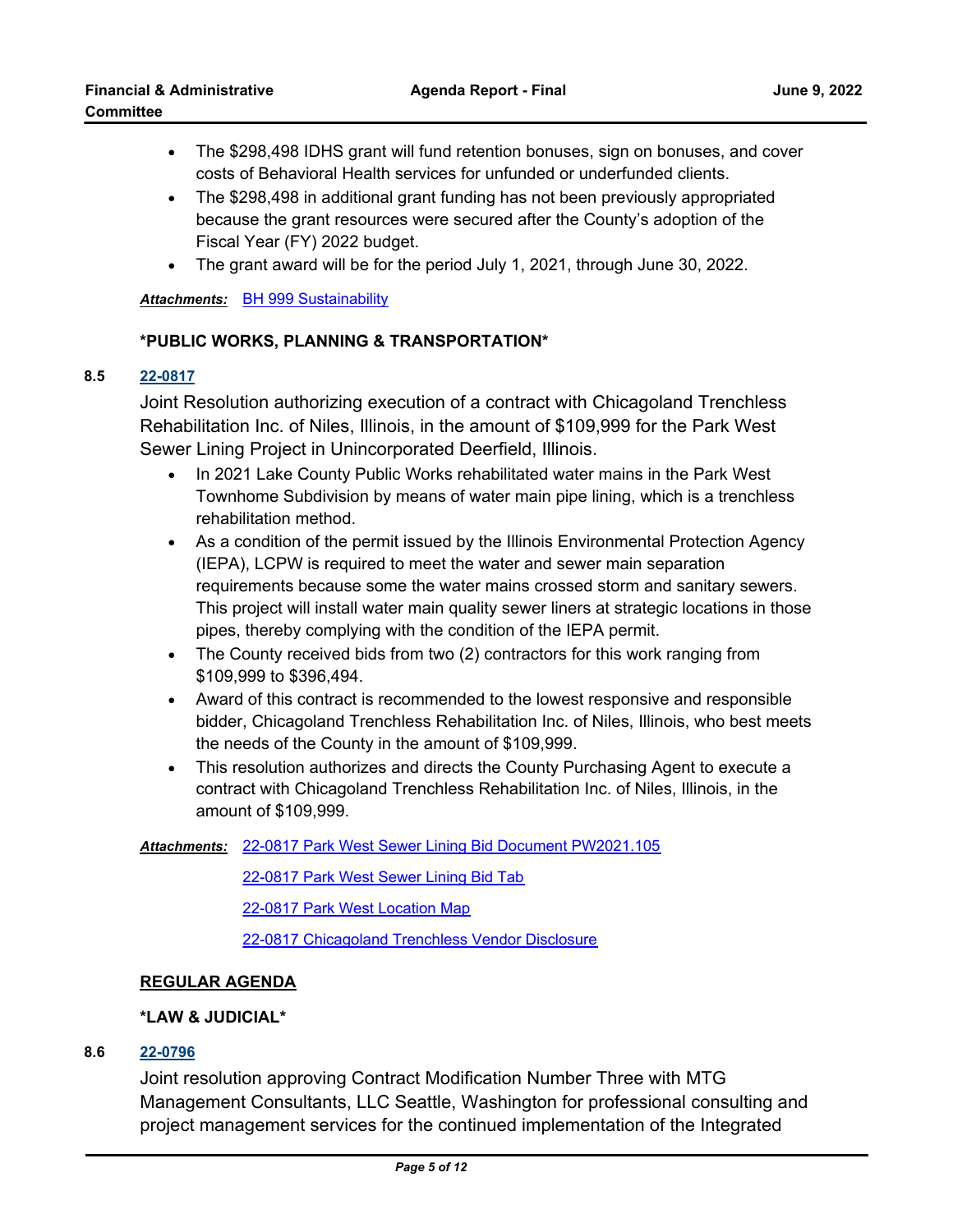- The $298,498 IDHS grant will fund retention bonuses, sign on bonuses, and cover costs of Behavioral Health services for unfunded or underfunded clients.
- The $298,498 in additional grant funding has not been previously appropriated because the grant resources were secured after the County's adoption of the Fiscal Year (FY) 2022 budget.
- The grant award will be for the period July 1, 2021, through June 30, 2022.

***Attachments:*** BH 999 Sustainability

**\*PUBLIC WORKS, PLANNING & TRANSPORTATION\***

**8.5** **22-0817**

Joint Resolution authorizing execution of a contract with Chicagoland Trenchless Rehabilitation Inc. of Niles, Illinois, in the amount of $109,999 for the Park West Sewer Lining Project in Unincorporated Deerfield, Illinois.

- In 2021 Lake County Public Works rehabilitated water mains in the Park West Townhome Subdivision by means of water main pipe lining, which is a trenchless rehabilitation method.
- As a condition of the permit issued by the Illinois Environmental Protection Agency (IEPA), LCPW is required to meet the water and sewer main separation requirements because some the water mains crossed storm and sanitary sewers. This project will install water main quality sewer liners at strategic locations in those pipes, thereby complying with the condition of the IEPA permit.
- The County received bids from two (2) contractors for this work ranging from $109,999 to $396,494.
- Award of this contract is recommended to the lowest responsive and responsible bidder, Chicagoland Trenchless Rehabilitation Inc. of Niles, Illinois, who best meets the needs of the County in the amount of $109,999.
- This resolution authorizes and directs the County Purchasing Agent to execute a contract with Chicagoland Trenchless Rehabilitation Inc. of Niles, Illinois, in the amount of $109,999.

***Attachments:*** 22-0817 Park West Sewer Lining Bid Document PW2021.105

22-0817 Park West Sewer Lining Bid Tab

22-0817 Park West Location Map

22-0817 Chicagoland Trenchless Vendor Disclosure

**REGULAR AGENDA**

**\*LAW & JUDICIAL\***

**8.6** **22-0796**

Joint resolution approving Contract Modification Number Three with MTG Management Consultants, LLC Seattle, Washington for professional consulting and project management services for the continued implementation of the Integrated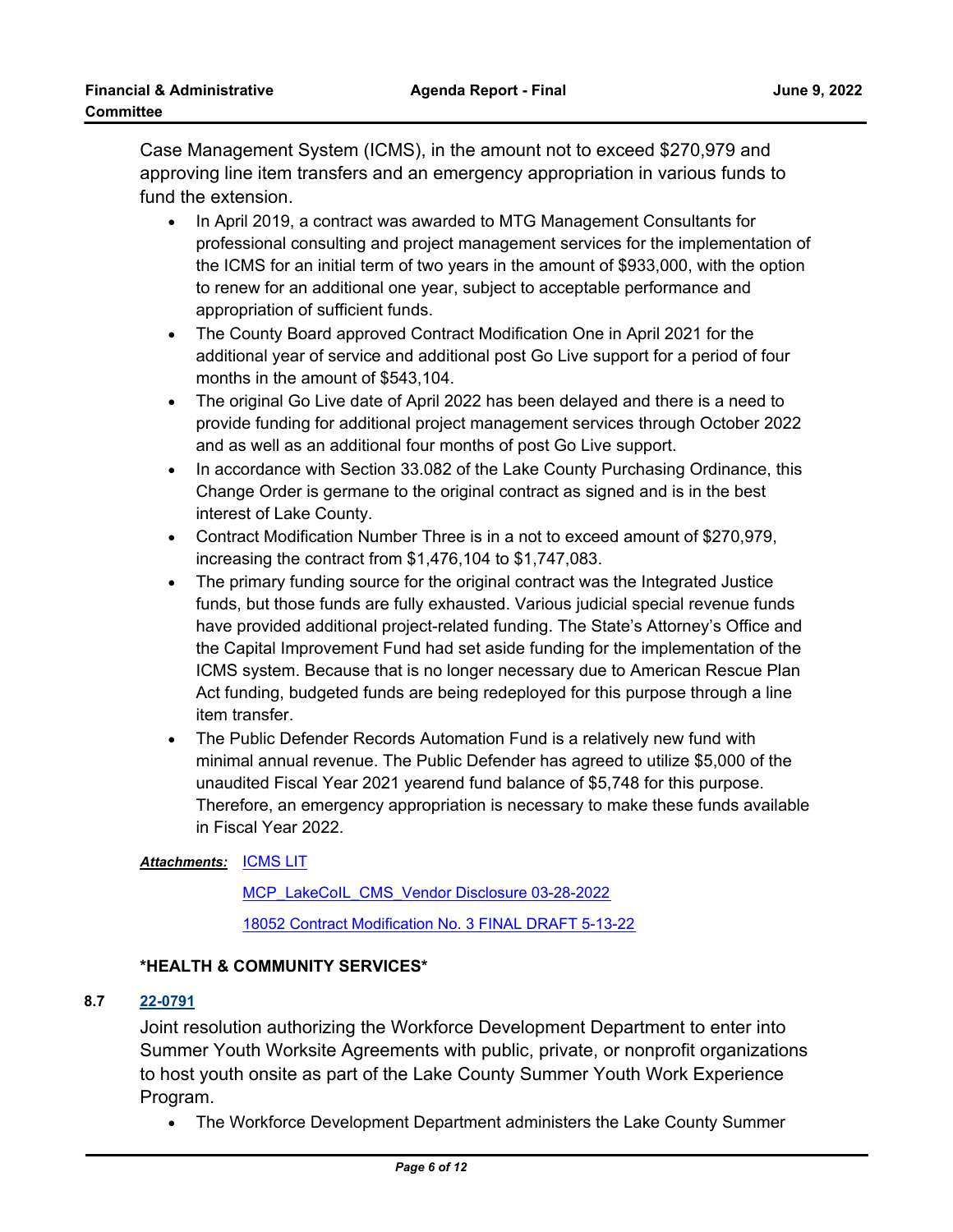Case Management System (ICMS), in the amount not to exceed $270,979 and approving line item transfers and an emergency appropriation in various funds to fund the extension.

- In April 2019, a contract was awarded to MTG Management Consultants for professional consulting and project management services for the implementation of the ICMS for an initial term of two years in the amount of $933,000, with the option to renew for an additional one year, subject to acceptable performance and appropriation of sufficient funds.
- The County Board approved Contract Modification One in April 2021 for the additional year of service and additional post Go Live support for a period of four months in the amount of $543,104.
- The original Go Live date of April 2022 has been delayed and there is a need to provide funding for additional project management services through October 2022 and as well as an additional four months of post Go Live support.
- In accordance with Section 33.082 of the Lake County Purchasing Ordinance, this Change Order is germane to the original contract as signed and is in the best interest of Lake County.
- Contract Modification Number Three is in a not to exceed amount of $270,979, increasing the contract from $1,476,104 to $1,747,083.
- The primary funding source for the original contract was the Integrated Justice funds, but those funds are fully exhausted. Various judicial special revenue funds have provided additional project-related funding. The State's Attorney's Office and the Capital Improvement Fund had set aside funding for the implementation of the ICMS system. Because that is no longer necessary due to American Rescue Plan Act funding, budgeted funds are being redeployed for this purpose through a line item transfer.
- The Public Defender Records Automation Fund is a relatively new fund with minimal annual revenue. The Public Defender has agreed to utilize $5,000 of the unaudited Fiscal Year 2021 yearend fund balance of $5,748 for this purpose. Therefore, an emergency appropriation is necessary to make these funds available in Fiscal Year 2022.

***Attachments:*** ICMS LIT

MCP_LakeCoIL_CMS_Vendor Disclosure 03-28-2022

18052 Contract Modification No. 3 FINAL DRAFT 5-13-22

**\*HEALTH & COMMUNITY SERVICES\***

**8.7 22-0791**

Joint resolution authorizing the Workforce Development Department to enter into Summer Youth Worksite Agreements with public, private, or nonprofit organizations to host youth onsite as part of the Lake County Summer Youth Work Experience Program.

- The Workforce Development Department administers the Lake County Summer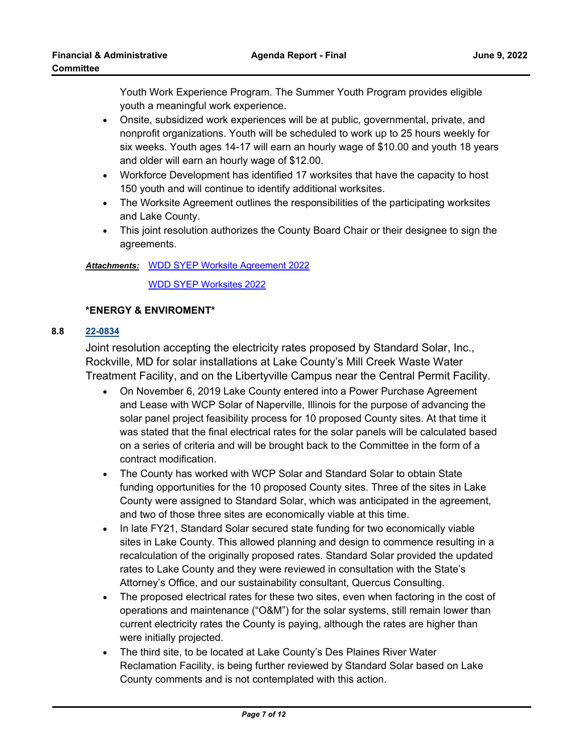Youth Work Experience Program. The Summer Youth Program provides eligible youth a meaningful work experience.

- Onsite, subsidized work experiences will be at public, governmental, private, and nonprofit organizations. Youth will be scheduled to work up to 25 hours weekly for six weeks. Youth ages 14-17 will earn an hourly wage of $10.00 and youth 18 years and older will earn an hourly wage of $12.00.
- Workforce Development has identified 17 worksites that have the capacity to host 150 youth and will continue to identify additional worksites.
- The Worksite Agreement outlines the responsibilities of the participating worksites and Lake County.
- This joint resolution authorizes the County Board Chair or their designee to sign the agreements.

***Attachments:*** WDD SYEP Worksite Agreement 2022

WDD SYEP Worksites 2022

**\*ENERGY & ENVIROMENT\***

**8.8** **22-0834**

Joint resolution accepting the electricity rates proposed by Standard Solar, Inc., Rockville, MD for solar installations at Lake County's Mill Creek Waste Water Treatment Facility, and on the Libertyville Campus near the Central Permit Facility.

- On November 6, 2019 Lake County entered into a Power Purchase Agreement and Lease with WCP Solar of Naperville, Illinois for the purpose of advancing the solar panel project feasibility process for 10 proposed County sites. At that time it was stated that the final electrical rates for the solar panels will be calculated based on a series of criteria and will be brought back to the Committee in the form of a contract modification.
- The County has worked with WCP Solar and Standard Solar to obtain State funding opportunities for the 10 proposed County sites. Three of the sites in Lake County were assigned to Standard Solar, which was anticipated in the agreement, and two of those three sites are economically viable at this time.
- In late FY21, Standard Solar secured state funding for two economically viable sites in Lake County. This allowed planning and design to commence resulting in a recalculation of the originally proposed rates. Standard Solar provided the updated rates to Lake County and they were reviewed in consultation with the State's Attorney's Office, and our sustainability consultant, Quercus Consulting.
- The proposed electrical rates for these two sites, even when factoring in the cost of operations and maintenance ("O&M") for the solar systems, still remain lower than current electricity rates the County is paying, although the rates are higher than were initially projected.
- The third site, to be located at Lake County's Des Plaines River Water Reclamation Facility, is being further reviewed by Standard Solar based on Lake County comments and is not contemplated with this action.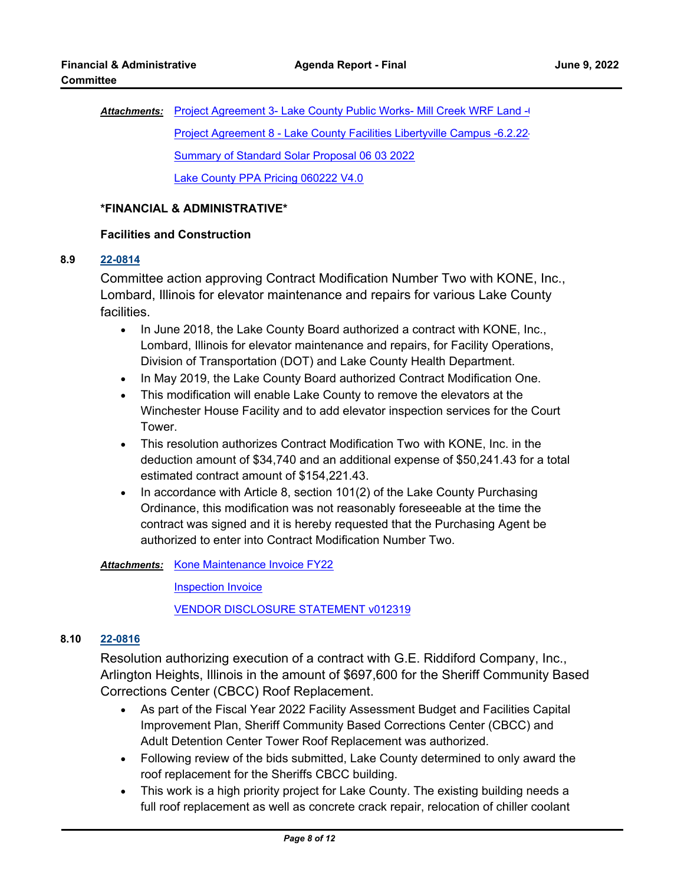***Attachments:*** Project Agreement 3- Lake County Public Works- Mill Creek WRF Land -(

Project Agreement 8 - Lake County Facilities Libertyville Campus -6.2.22-

Summary of Standard Solar Proposal 06 03 2022

Lake County PPA Pricing 060222 V4.0

**\*FINANCIAL & ADMINISTRATIVE\***

**Facilities and Construction**

**8.9** **22-0814**

Committee action approving Contract Modification Number Two with KONE, Inc., Lombard, Illinois for elevator maintenance and repairs for various Lake County facilities.

- In June 2018, the Lake County Board authorized a contract with KONE, Inc., Lombard, Illinois for elevator maintenance and repairs, for Facility Operations, Division of Transportation (DOT) and Lake County Health Department.
- In May 2019, the Lake County Board authorized Contract Modification One.
- This modification will enable Lake County to remove the elevators at the Winchester House Facility and to add elevator inspection services for the Court Tower.
- This resolution authorizes Contract Modification Two with KONE, Inc. in the deduction amount of $34,740 and an additional expense of $50,241.43 for a total estimated contract amount of $154,221.43.
- In accordance with Article 8, section 101(2) of the Lake County Purchasing Ordinance, this modification was not reasonably foreseeable at the time the contract was signed and it is hereby requested that the Purchasing Agent be authorized to enter into Contract Modification Number Two.

***Attachments:*** Kone Maintenance Invoice FY22

Inspection Invoice

VENDOR DISCLOSURE STATEMENT v012319

**8.10** **22-0816**

Resolution authorizing execution of a contract with G.E. Riddiford Company, Inc., Arlington Heights, Illinois in the amount of $697,600 for the Sheriff Community Based Corrections Center (CBCC) Roof Replacement.

- As part of the Fiscal Year 2022 Facility Assessment Budget and Facilities Capital Improvement Plan, Sheriff Community Based Corrections Center (CBCC) and Adult Detention Center Tower Roof Replacement was authorized.
- Following review of the bids submitted, Lake County determined to only award the roof replacement for the Sheriffs CBCC building.
- This work is a high priority project for Lake County. The existing building needs a full roof replacement as well as concrete crack repair, relocation of chiller coolant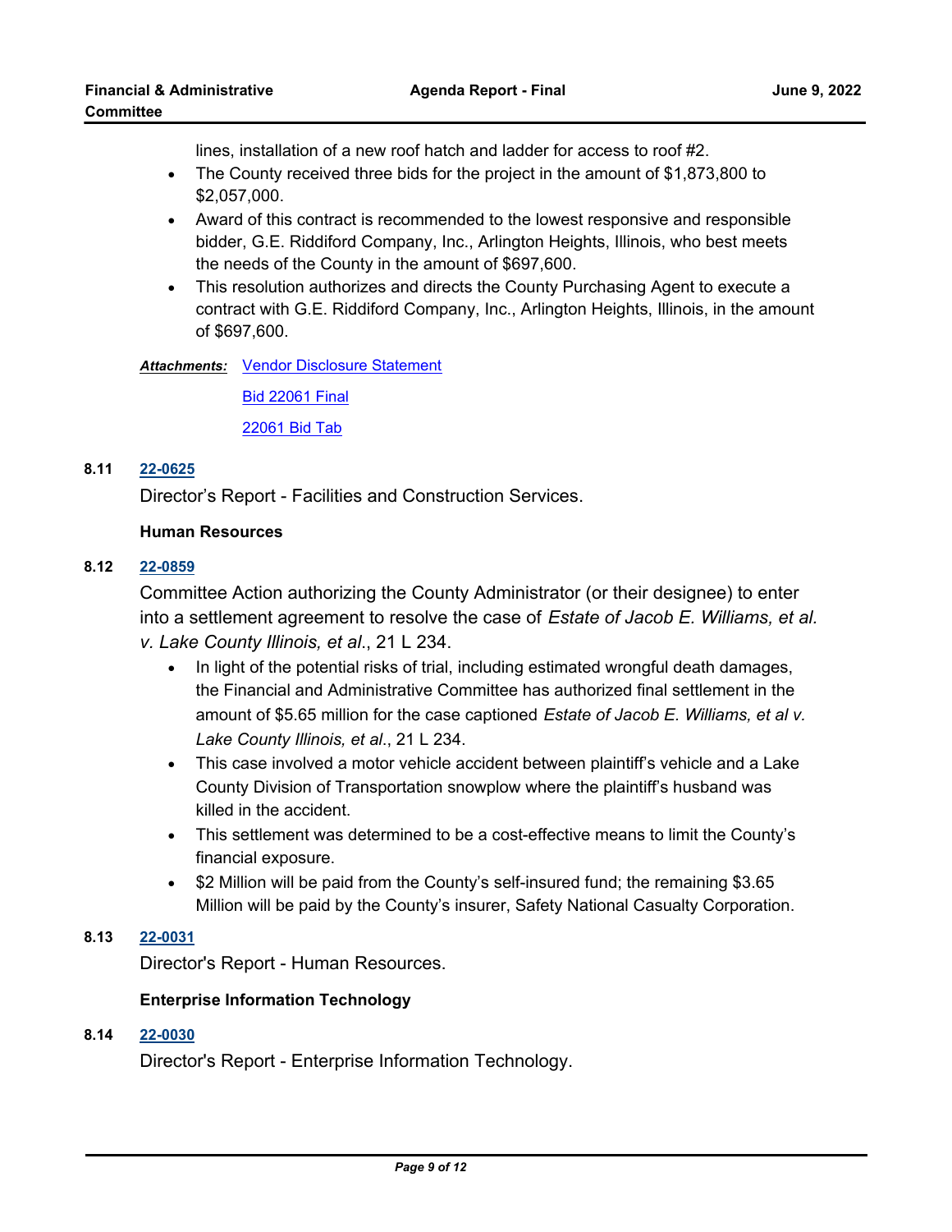lines, installation of a new roof hatch and ladder for access to roof #2.

- The County received three bids for the project in the amount of $1,873,800 to $2,057,000.
- Award of this contract is recommended to the lowest responsive and responsible bidder, G.E. Riddiford Company, Inc., Arlington Heights, Illinois, who best meets the needs of the County in the amount of $697,600.
- This resolution authorizes and directs the County Purchasing Agent to execute a contract with G.E. Riddiford Company, Inc., Arlington Heights, Illinois, in the amount of $697,600.

***Attachments:*** Vendor Disclosure Statement

Bid 22061 Final

22061 Bid Tab

**8.11** **22-0625**

Director's Report - Facilities and Construction Services.

**Human Resources**

**8.12** **22-0859**

Committee Action authorizing the County Administrator (or their designee) to enter into a settlement agreement to resolve the case of *Estate of Jacob E. Williams, et al. v. Lake County Illinois, et al*., 21 L 234.

- In light of the potential risks of trial, including estimated wrongful death damages, the Financial and Administrative Committee has authorized final settlement in the amount of $5.65 million for the case captioned *Estate of Jacob E. Williams, et al v. Lake County Illinois, et al*., 21 L 234.
- This case involved a motor vehicle accident between plaintiff's vehicle and a Lake County Division of Transportation snowplow where the plaintiff's husband was killed in the accident.
- This settlement was determined to be a cost-effective means to limit the County's financial exposure.
- $2 Million will be paid from the County's self-insured fund; the remaining $3.65 Million will be paid by the County's insurer, Safety National Casualty Corporation.

**8.13** **22-0031**

Director's Report - Human Resources.

**Enterprise Information Technology**

**8.14** **22-0030**

Director's Report - Enterprise Information Technology.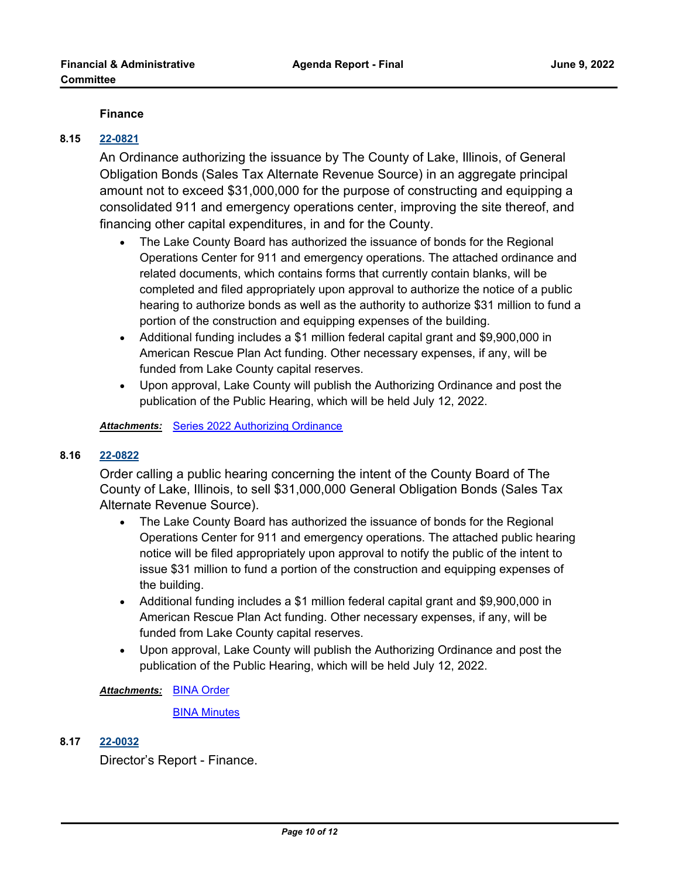### Finance

**8.15** **22-0821**

An Ordinance authorizing the issuance by The County of Lake, Illinois, of General Obligation Bonds (Sales Tax Alternate Revenue Source) in an aggregate principal amount not to exceed $31,000,000 for the purpose of constructing and equipping a consolidated 911 and emergency operations center, improving the site thereof, and financing other capital expenditures, in and for the County.

- The Lake County Board has authorized the issuance of bonds for the Regional Operations Center for 911 and emergency operations. The attached ordinance and related documents, which contains forms that currently contain blanks, will be completed and filed appropriately upon approval to authorize the notice of a public hearing to authorize bonds as well as the authority to authorize $31 million to fund a portion of the construction and equipping expenses of the building.
- Additional funding includes a $1 million federal capital grant and $9,900,000 in American Rescue Plan Act funding. Other necessary expenses, if any, will be funded from Lake County capital reserves.
- Upon approval, Lake County will publish the Authorizing Ordinance and post the publication of the Public Hearing, which will be held July 12, 2022.

***Attachments:*** Series 2022 Authorizing Ordinance

**8.16** **22-0822**

Order calling a public hearing concerning the intent of the County Board of The County of Lake, Illinois, to sell $31,000,000 General Obligation Bonds (Sales Tax Alternate Revenue Source).

- The Lake County Board has authorized the issuance of bonds for the Regional Operations Center for 911 and emergency operations. The attached public hearing notice will be filed appropriately upon approval to notify the public of the intent to issue $31 million to fund a portion of the construction and equipping expenses of the building.
- Additional funding includes a $1 million federal capital grant and $9,900,000 in American Rescue Plan Act funding. Other necessary expenses, if any, will be funded from Lake County capital reserves.
- Upon approval, Lake County will publish the Authorizing Ordinance and post the publication of the Public Hearing, which will be held July 12, 2022.

***Attachments:*** BINA Order

BINA Minutes

**8.17** **22-0032**

Director's Report - Finance.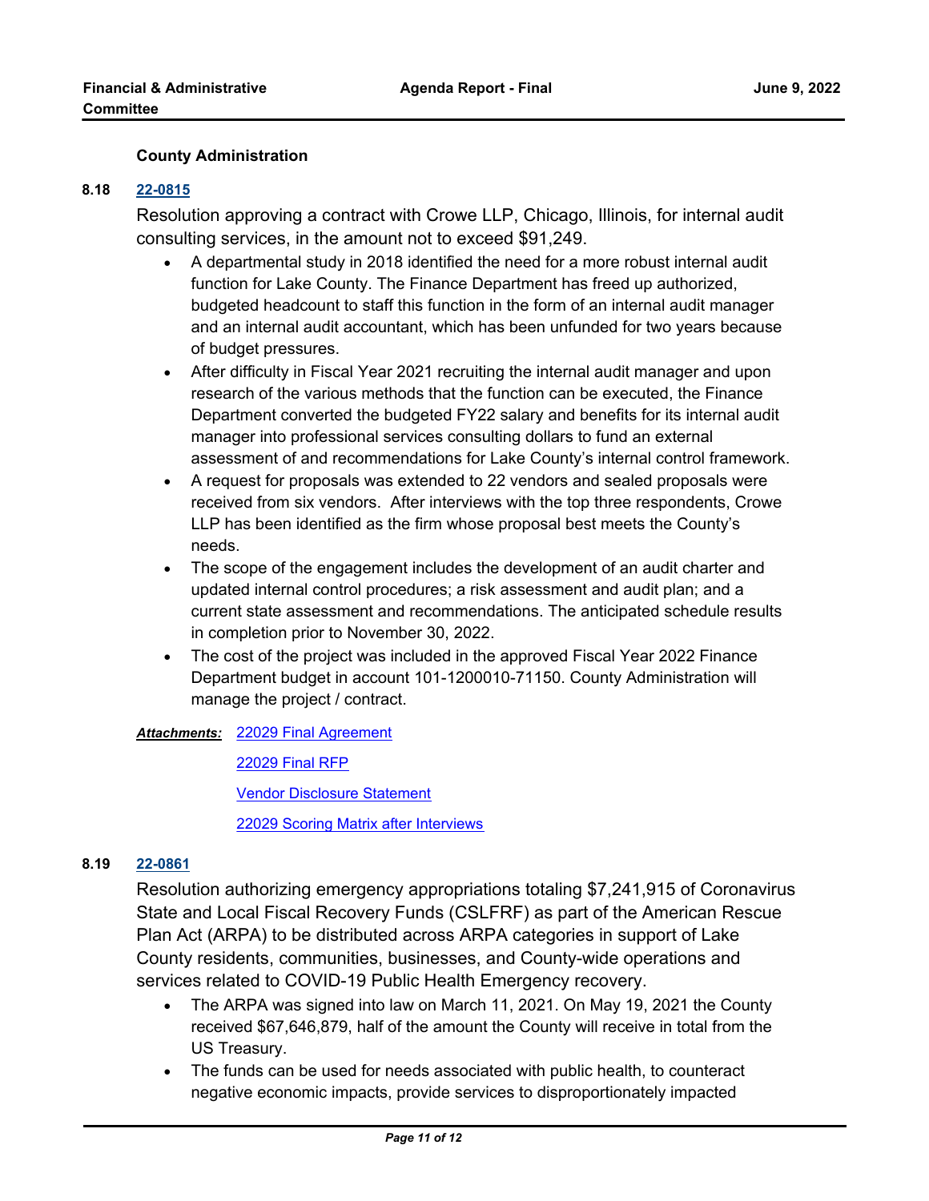### County Administration

**8.18** **22-0815**

Resolution approving a contract with Crowe LLP, Chicago, Illinois, for internal audit consulting services, in the amount not to exceed $91,249.

- A departmental study in 2018 identified the need for a more robust internal audit function for Lake County. The Finance Department has freed up authorized, budgeted headcount to staff this function in the form of an internal audit manager and an internal audit accountant, which has been unfunded for two years because of budget pressures.
- After difficulty in Fiscal Year 2021 recruiting the internal audit manager and upon research of the various methods that the function can be executed, the Finance Department converted the budgeted FY22 salary and benefits for its internal audit manager into professional services consulting dollars to fund an external assessment of and recommendations for Lake County's internal control framework.
- A request for proposals was extended to 22 vendors and sealed proposals were received from six vendors. After interviews with the top three respondents, Crowe LLP has been identified as the firm whose proposal best meets the County's needs.
- The scope of the engagement includes the development of an audit charter and updated internal control procedures; a risk assessment and audit plan; and a current state assessment and recommendations. The anticipated schedule results in completion prior to November 30, 2022.
- The cost of the project was included in the approved Fiscal Year 2022 Finance Department budget in account 101-1200010-71150. County Administration will manage the project / contract.

***Attachments:*** 22029 Final Agreement

22029 Final RFP

Vendor Disclosure Statement

22029 Scoring Matrix after Interviews

**8.19** **22-0861**

Resolution authorizing emergency appropriations totaling $7,241,915 of Coronavirus State and Local Fiscal Recovery Funds (CSLFRF) as part of the American Rescue Plan Act (ARPA) to be distributed across ARPA categories in support of Lake County residents, communities, businesses, and County-wide operations and services related to COVID-19 Public Health Emergency recovery.

- The ARPA was signed into law on March 11, 2021. On May 19, 2021 the County received $67,646,879, half of the amount the County will receive in total from the US Treasury.
- The funds can be used for needs associated with public health, to counteract negative economic impacts, provide services to disproportionately impacted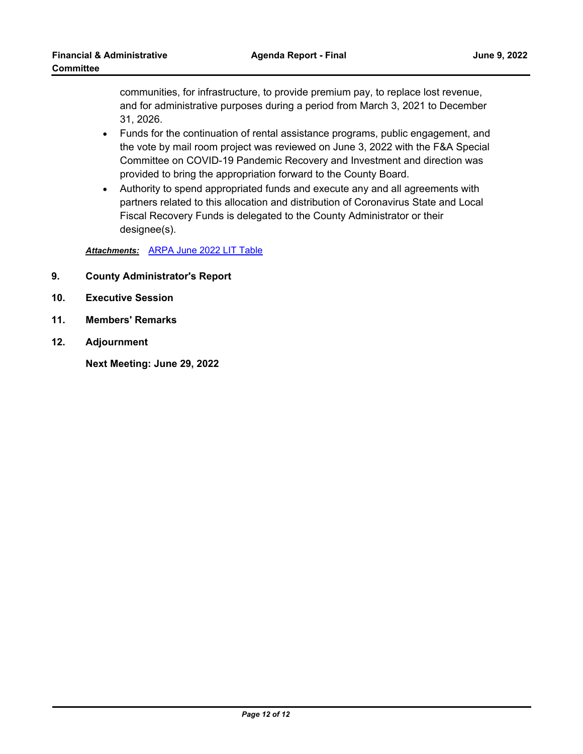communities, for infrastructure, to provide premium pay, to replace lost revenue, and for administrative purposes during a period from March 3, 2021 to December 31, 2026.

- Funds for the continuation of rental assistance programs, public engagement, and the vote by mail room project was reviewed on June 3, 2022 with the F&A Special Committee on COVID-19 Pandemic Recovery and Investment and direction was provided to bring the appropriation forward to the County Board.
- Authority to spend appropriated funds and execute any and all agreements with partners related to this allocation and distribution of Coronavirus State and Local Fiscal Recovery Funds is delegated to the County Administrator or their designee(s).

***Attachments:*** ARPA June 2022 LIT Table

**9. County Administrator's Report**

**10. Executive Session**

**11. Members' Remarks**

**12. Adjournment**

**Next Meeting: June 29, 2022**